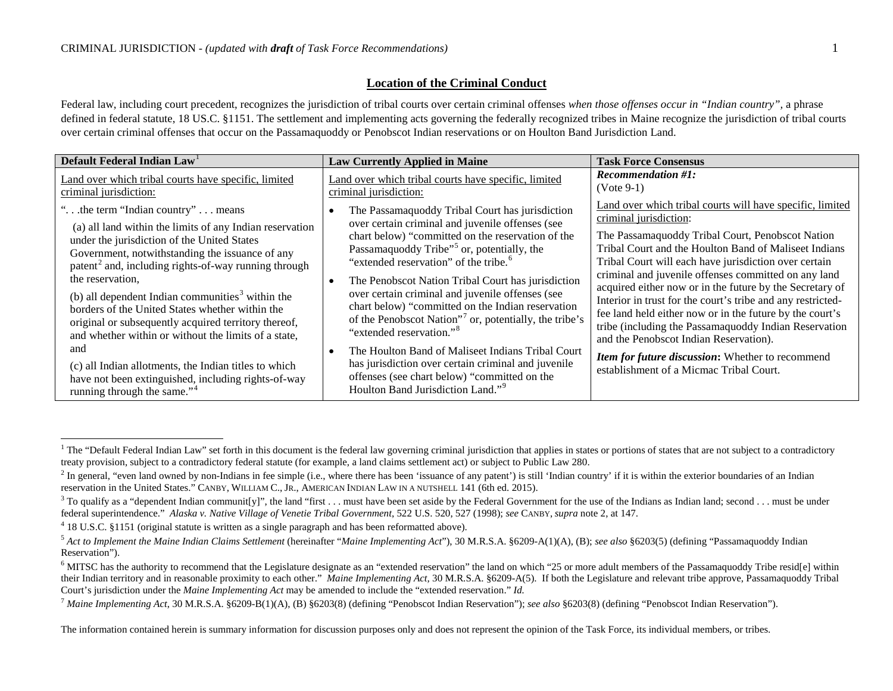## Location of the Criminal Conduct

Federal law, including court precedent, recognizes the jurisdiction of tribal courts over certain criminal offenses *when those offenses occur in "Indian country"*, a phrase defined in federal statute, 18 U.S.C. §1151. The settlement and implementing acts governing the federally recognized tribes in Maine recognize the jurisdiction of tribal courts over certain criminal offenses that occur on the Passamaquoddy or Penobscot Indian reservations or on Houlton Band Jurisdiction Land.

| Default Federal Indian Law[1] | Law Currently Applied in Maine | Task Force Consensus |
|---|---|---|
| Land over which tribal courts have specific, limited criminal jurisdiction:<br><br>". . .the term "Indian country" . . . means<br><br>(a) all land within the limits of any Indian reservation under the jurisdiction of the United States Government, notwithstanding the issuance of any patent[2] and, including rights-of-way running through the reservation,<br><br>(b) all dependent Indian communities[3] within the borders of the United States whether within the original or subsequently acquired territory thereof, and whether within or without the limits of a state, and<br><br>(c) all Indian allotments, the Indian titles to which have not been extinguished, including rights-of-way running through the same."[4] | Land over which tribal courts have specific, limited criminal jurisdiction:<br><br>• The Passamaquoddy Tribal Court has jurisdiction over certain criminal and juvenile offenses (see chart below) "committed on the reservation of the Passamaquoddy Tribe"[5] or, potentially, the "extended reservation" of the tribe.[6]<br><br>• The Penobscot Nation Tribal Court has jurisdiction over certain criminal and juvenile offenses (see chart below) "committed on the Indian reservation of the Penobscot Nation"[7] or, potentially, the tribe's "extended reservation."[8]<br><br>• The Houlton Band of Maliseet Indians Tribal Court has jurisdiction over certain criminal and juvenile offenses (see chart below) "committed on the Houlton Band Jurisdiction Land."[9] | ***Recommendation #1:***<br>(Vote 9-1)<br><br>Land over which tribal courts will have specific, limited criminal jurisdiction:<br><br>The Passamaquoddy Tribal Court, Penobscot Nation Tribal Court and the Houlton Band of Maliseet Indians Tribal Court will each have jurisdiction over certain criminal and juvenile offenses committed on any land acquired either now or in the future by the Secretary of Interior in trust for the court's tribe and any restricted-fee land held either now or in the future by the court's tribe (including the Passamaquoddy Indian Reservation and the Penobscot Indian Reservation).<br><br>***Item for future discussion*:** Whether to recommend establishment of a Micmac Tribal Court. |

[1] The "Default Federal Indian Law" set forth in this document is the federal law governing criminal jurisdiction that applies in states or portions of states that are not subject to a contradictory treaty provision, subject to a contradictory federal statute (for example, a land claims settlement act) or subject to Public Law 280.

[2] In general, "even land owned by non-Indians in fee simple (i.e., where there has been 'issuance of any patent') is still 'Indian country' if it is within the exterior boundaries of an Indian reservation in the United States." CANBY, WILLIAM C., JR., AMERICAN INDIAN LAW IN A NUTSHELL 141 (6th ed. 2015).

[3] To qualify as a "dependent Indian communit[y]", the land "first . . . must have been set aside by the Federal Government for the use of the Indians as Indian land; second . . . must be under federal superintendence." *Alaska v. Native Village of Venetie Tribal Government*, 522 U.S. 520, 527 (1998); *see* CANBY, *supra* note 2, at 147.

[4] 18 U.S.C. §1151 (original statute is written as a single paragraph and has been reformatted above).

[5] *Act to Implement the Maine Indian Claims Settlement* (hereinafter "*Maine Implementing Act*"), 30 M.R.S.A. §6209-A(1)(A), (B); *see also* §6203(5) (defining "Passamaquoddy Indian Reservation").

[6] MITSC has the authority to recommend that the Legislature designate as an "extended reservation" the land on which "25 or more adult members of the Passamaquoddy Tribe resid[e] within their Indian territory and in reasonable proximity to each other." *Maine Implementing Act*, 30 M.R.S.A. §6209-A(5). If both the Legislature and relevant tribe approve, Passamaquoddy Tribal Court's jurisdiction under the *Maine Implementing Act* may be amended to include the "extended reservation." *Id.*

[7] *Maine Implementing Act*, 30 M.R.S.A. §6209-B(1)(A), (B) §6203(8) (defining "Penobscot Indian Reservation"); *see also* §6203(8) (defining "Penobscot Indian Reservation").

The information contained herein is summary information for discussion purposes only and does not represent the opinion of the Task Force, its individual members, or tribes.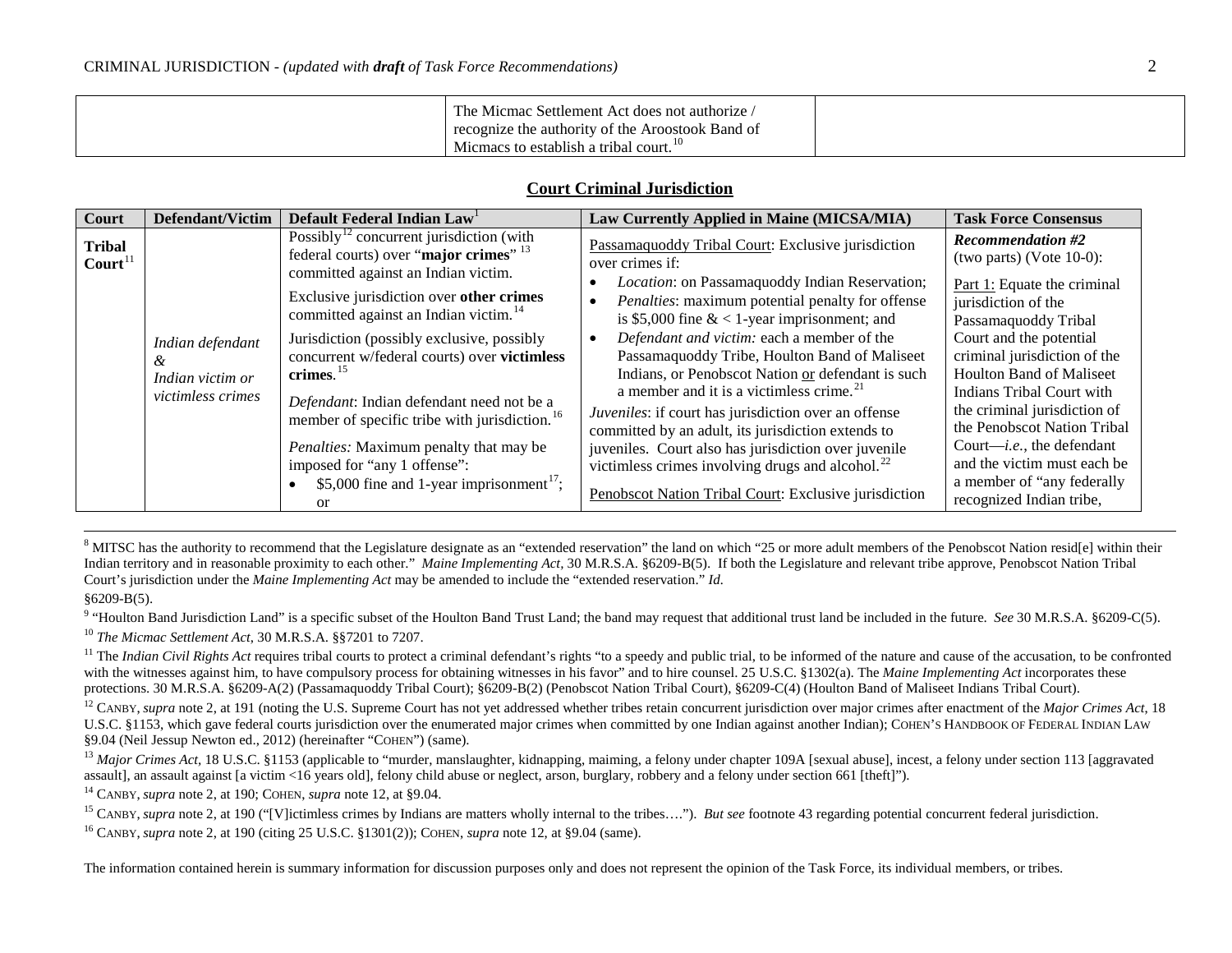| | The Micmac Settlement Act does not authorize / recognize the authority of the Aroostook Band of Micmacs to establish a tribal court.[10] | |
|---|---|---|

## Court Criminal Jurisdiction

| Court | Defendant/Victim | Default Federal Indian Law[1] | Law Currently Applied in Maine (MICSA/MIA) | Task Force Consensus |
|---|---|---|---|---|
| **Tribal Court**[11] | *Indian defendant & Indian victim or victimless crimes* | Possibly[12] concurrent jurisdiction (with federal courts) over "**major crimes**"[13] committed against an Indian victim.<br><br>Exclusive jurisdiction over **other crimes** committed against an Indian victim.[14]<br><br>Jurisdiction (possibly exclusive, possibly concurrent w/federal courts) over **victimless crimes**.[15]<br><br>*Defendant*: Indian defendant need not be a member of specific tribe with jurisdiction.[16]<br><br>*Penalties:* Maximum penalty that may be imposed for "any 1 offense":<br>• $5,000 fine and 1-year imprisonment[17]; or | Passamaquoddy Tribal Court: Exclusive jurisdiction over crimes if:<br>• *Location*: on Passamaquoddy Indian Reservation;<br>• *Penalties*: maximum potential penalty for offense is $5,000 fine & < 1-year imprisonment; and<br>• *Defendant and victim:* each a member of the Passamaquoddy Tribe, Houlton Band of Maliseet Indians, or Penobscot Nation or defendant is such a member and it is a victimless crime.[21]<br><br>*Juveniles*: if court has jurisdiction over an offense committed by an adult, its jurisdiction extends to juveniles. Court also has jurisdiction over juvenile victimless crimes involving drugs and alcohol.[22]<br><br>Penobscot Nation Tribal Court: Exclusive jurisdiction | ***Recommendation #2*** (two parts) (Vote 10-0):<br><br>Part 1: Equate the criminal jurisdiction of the Passamaquoddy Tribal Court and the potential criminal jurisdiction of the Houlton Band of Maliseet Indians Tribal Court with the criminal jurisdiction of the Penobscot Nation Tribal Court—*i.e.*, the defendant and the victim must each be a member of "any federally recognized Indian tribe, |

[8] MITSC has the authority to recommend that the Legislature designate as an "extended reservation" the land on which "25 or more adult members of the Penobscot Nation resid[e] within their Indian territory and in reasonable proximity to each other." *Maine Implementing Act*, 30 M.R.S.A. §6209-B(5). If both the Legislature and relevant tribe approve, Penobscot Nation Tribal Court's jurisdiction under the *Maine Implementing Act* may be amended to include the "extended reservation." *Id.* §6209-B(5).

[9] "Houlton Band Jurisdiction Land" is a specific subset of the Houlton Band Trust Land; the band may request that additional trust land be included in the future. *See* 30 M.R.S.A. §6209-C(5).

[10] *The Micmac Settlement Act*, 30 M.R.S.A. §§7201 to 7207.

[11] The *Indian Civil Rights Act* requires tribal courts to protect a criminal defendant's rights "to a speedy and public trial, to be informed of the nature and cause of the accusation, to be confronted with the witnesses against him, to have compulsory process for obtaining witnesses in his favor" and to hire counsel. 25 U.S.C. §1302(a). The *Maine Implementing Act* incorporates these protections. 30 M.R.S.A. §6209-A(2) (Passamaquoddy Tribal Court); §6209-B(2) (Penobscot Nation Tribal Court), §6209-C(4) (Houlton Band of Maliseet Indians Tribal Court).

[12] CANBY, *supra* note 2, at 191 (noting the U.S. Supreme Court has not yet addressed whether tribes retain concurrent jurisdiction over major crimes after enactment of the *Major Crimes Act*, 18 U.S.C. §1153, which gave federal courts jurisdiction over the enumerated major crimes when committed by one Indian against another Indian); COHEN'S HANDBOOK OF FEDERAL INDIAN LAW §9.04 (Neil Jessup Newton ed., 2012) (hereinafter "COHEN") (same).

[13] *Major Crimes Act*, 18 U.S.C. §1153 (applicable to "murder, manslaughter, kidnapping, maiming, a felony under chapter 109A [sexual abuse], incest, a felony under section 113 [aggravated assault], an assault against [a victim <16 years old], felony child abuse or neglect, arson, burglary, robbery and a felony under section 661 [theft]").

[14] CANBY, *supra* note 2, at 190; COHEN, *supra* note 12, at §9.04.

[15] CANBY, *supra* note 2, at 190 ("[V]ictimless crimes by Indians are matters wholly internal to the tribes…."). *But see* footnote 43 regarding potential concurrent federal jurisdiction.

[16] CANBY, *supra* note 2, at 190 (citing 25 U.S.C. §1301(2)); COHEN, *supra* note 12, at §9.04 (same).

The information contained herein is summary information for discussion purposes only and does not represent the opinion of the Task Force, its individual members, or tribes.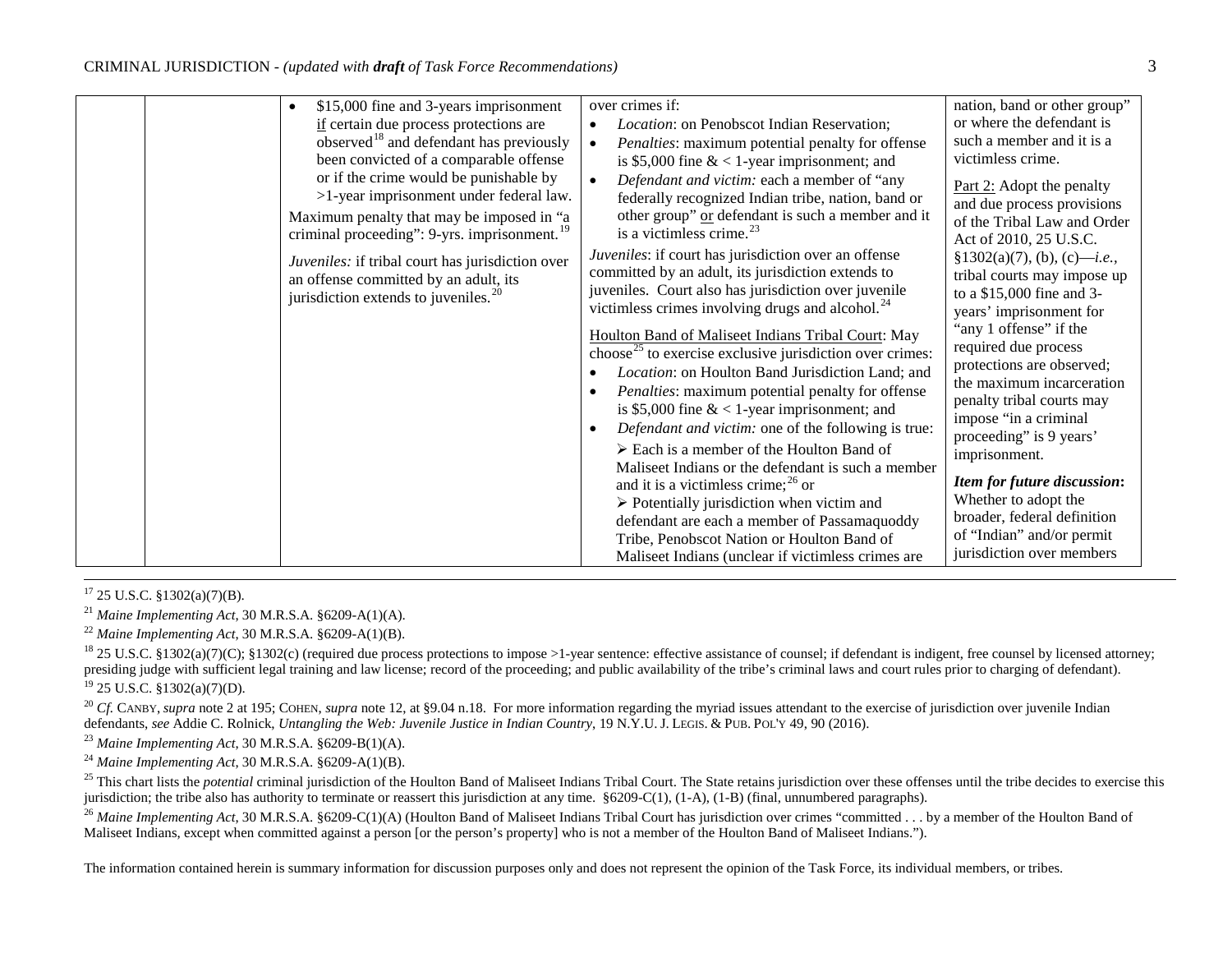| | | | | |
|---|---|---|---|---|
| | | • \$15,000 fine and 3-years imprisonment if certain due process protections are observed[18] and defendant has previously been convicted of a comparable offense or if the crime would be punishable by >1-year imprisonment under federal law.<br><br>Maximum penalty that may be imposed in "a criminal proceeding": 9-yrs. imprisonment.[19]<br><br>*Juveniles:* if tribal court has jurisdiction over an offense committed by an adult, its jurisdiction extends to juveniles.[20] | over crimes if:<br>• *Location*: on Penobscot Indian Reservation;<br>• *Penalties*: maximum potential penalty for offense is \$5,000 fine & < 1-year imprisonment; and<br>• *Defendant and victim:* each a member of "any federally recognized Indian tribe, nation, band or other group" or defendant is such a member and it is a victimless crime.[23]<br><br>*Juveniles*: if court has jurisdiction over an offense committed by an adult, its jurisdiction extends to juveniles. Court also has jurisdiction over juvenile victimless crimes involving drugs and alcohol.[24]<br><br>Houlton Band of Maliseet Indians Tribal Court: May choose[25] to exercise exclusive jurisdiction over crimes:<br>• *Location*: on Houlton Band Jurisdiction Land; and<br>• *Penalties*: maximum potential penalty for offense is \$5,000 fine & < 1-year imprisonment; and<br>• *Defendant and victim:* one of the following is true:<br>➢ Each is a member of the Houlton Band of Maliseet Indians or the defendant is such a member and it is a victimless crime;[26] or<br>➢ Potentially jurisdiction when victim and defendant are each a member of Passamaquoddy Tribe, Penobscot Nation or Houlton Band of Maliseet Indians (unclear if victimless crimes are | nation, band or other group" or where the defendant is such a member and it is a victimless crime.<br><br>Part 2: Adopt the penalty and due process provisions of the Tribal Law and Order Act of 2010, 25 U.S.C. §1302(a)(7), (b), (c)—*i.e.*, tribal courts may impose up to a \$15,000 fine and 3-years' imprisonment for "any 1 offense" if the required due process protections are observed; the maximum incarceration penalty tribal courts may impose "in a criminal proceeding" is 9 years' imprisonment.<br><br>***Item for future discussion*:** Whether to adopt the broader, federal definition of "Indian" and/or permit jurisdiction over members |

[17] 25 U.S.C. §1302(a)(7)(B).

[21] *Maine Implementing Act*, 30 M.R.S.A. §6209-A(1)(A).

[22] *Maine Implementing Act*, 30 M.R.S.A. §6209-A(1)(B).

[18] 25 U.S.C. §1302(a)(7)(C); §1302(c) (required due process protections to impose >1-year sentence: effective assistance of counsel; if defendant is indigent, free counsel by licensed attorney; presiding judge with sufficient legal training and law license; record of the proceeding; and public availability of the tribe's criminal laws and court rules prior to charging of defendant).

[19] 25 U.S.C. §1302(a)(7)(D).

[20] *Cf.* CANBY, *supra* note 2 at 195; COHEN, *supra* note 12, at §9.04 n.18. For more information regarding the myriad issues attendant to the exercise of jurisdiction over juvenile Indian defendants, *see* Addie C. Rolnick, *Untangling the Web: Juvenile Justice in Indian Country*, 19 N.Y.U. J. LEGIS. & PUB. POL'Y 49, 90 (2016).

[23] *Maine Implementing Act*, 30 M.R.S.A. §6209-B(1)(A).

[24] *Maine Implementing Act*, 30 M.R.S.A. §6209-A(1)(B).

[25] This chart lists the *potential* criminal jurisdiction of the Houlton Band of Maliseet Indians Tribal Court. The State retains jurisdiction over these offenses until the tribe decides to exercise this jurisdiction; the tribe also has authority to terminate or reassert this jurisdiction at any time. §6209-C(1), (1-A), (1-B) (final, unnumbered paragraphs).

[26] *Maine Implementing Act*, 30 M.R.S.A. §6209-C(1)(A) (Houlton Band of Maliseet Indians Tribal Court has jurisdiction over crimes "committed . . . by a member of the Houlton Band of Maliseet Indians, except when committed against a person [or the person's property] who is not a member of the Houlton Band of Maliseet Indians.").

The information contained herein is summary information for discussion purposes only and does not represent the opinion of the Task Force, its individual members, or tribes.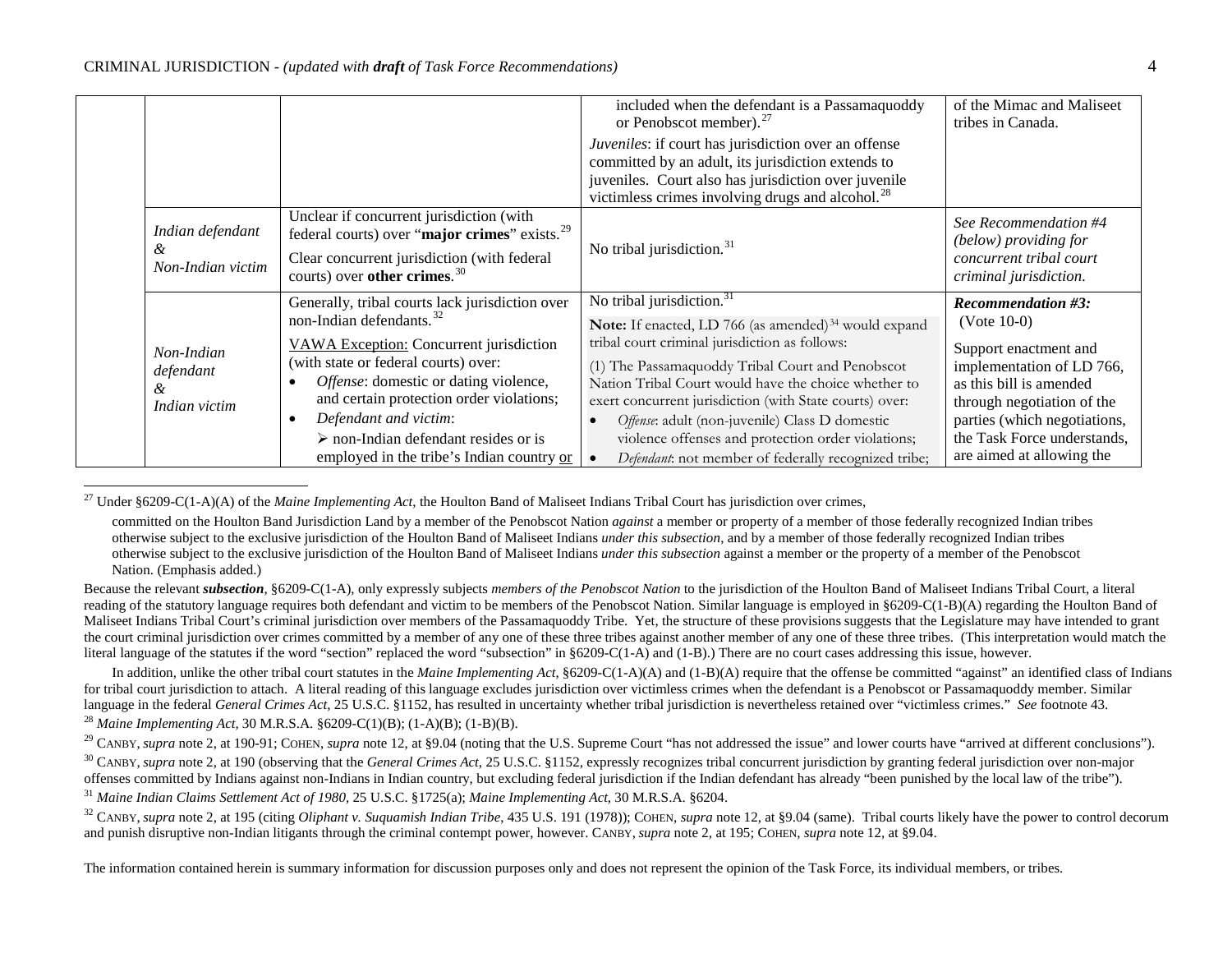| | | | | |
|---|---|---|---|---|
| | | | included when the defendant is a Passamaquoddy or Penobscot member).[27]<br>*Juveniles*: if court has jurisdiction over an offense committed by an adult, its jurisdiction extends to juveniles. Court also has jurisdiction over juvenile victimless crimes involving drugs and alcohol.[28] | of the Mimac and Maliseet tribes in Canada. |
| | *Indian defendant & Non-Indian victim* | Unclear if concurrent jurisdiction (with federal courts) over "**major crimes**" exists.[29]<br>Clear concurrent jurisdiction (with federal courts) over **other crimes**.[30] | No tribal jurisdiction.[31] | *See Recommendation #4 (below) providing for concurrent tribal court criminal jurisdiction.* |
| | *Non-Indian defendant & Indian victim* | Generally, tribal courts lack jurisdiction over non-Indian defendants.[32]<br>VAWA Exception: Concurrent jurisdiction (with state or federal courts) over:<br>• *Offense*: domestic or dating violence, and certain protection order violations;<br>• *Defendant and victim*:<br>➢ non-Indian defendant resides or is employed in the tribe's Indian country or | No tribal jurisdiction.[31]<br>**Note:** If enacted, LD 766 (as amended)[34] would expand tribal court criminal jurisdiction as follows:<br>(1) The Passamaquoddy Tribal Court and Penobscot Nation Tribal Court would have the choice whether to exert concurrent jurisdiction (with State courts) over:<br>• *Offense*: adult (non-juvenile) Class D domestic violence offenses and protection order violations;<br>• *Defendant*: not member of federally recognized tribe; | ***Recommendation #3:*** (Vote 10-0)<br>Support enactment and implementation of LD 766, as this bill is amended through negotiation of the parties (which negotiations, the Task Force understands, are aimed at allowing the |

---

[27] Under §6209-C(1-A)(A) of the *Maine Implementing Act*, the Houlton Band of Maliseet Indians Tribal Court has jurisdiction over crimes,

> committed on the Houlton Band Jurisdiction Land by a member of the Penobscot Nation *against* a member or property of a member of those federally recognized Indian tribes otherwise subject to the exclusive jurisdiction of the Houlton Band of Maliseet Indians *under this subsection*, and by a member of those federally recognized Indian tribes otherwise subject to the exclusive jurisdiction of the Houlton Band of Maliseet Indians *under this subsection* against a member or the property of a member of the Penobscot Nation. (Emphasis added.)

Because the relevant ***subsection***, §6209-C(1-A), only expressly subjects *members of the Penobscot Nation* to the jurisdiction of the Houlton Band of Maliseet Indians Tribal Court, a literal reading of the statutory language requires both defendant and victim to be members of the Penobscot Nation. Similar language is employed in §6209-C(1-B)(A) regarding the Houlton Band of Maliseet Indians Tribal Court's criminal jurisdiction over members of the Passamaquoddy Tribe. Yet, the structure of these provisions suggests that the Legislature may have intended to grant the court criminal jurisdiction over crimes committed by a member of any one of these three tribes against another member of any one of these three tribes. (This interpretation would match the literal language of the statutes if the word "section" replaced the word "subsection" in §6209-C(1-A) and (1-B).) There are no court cases addressing this issue, however.

In addition, unlike the other tribal court statutes in the *Maine Implementing Act*, §6209-C(1-A)(A) and (1-B)(A) require that the offense be committed "against" an identified class of Indians for tribal court jurisdiction to attach. A literal reading of this language excludes jurisdiction over victimless crimes when the defendant is a Penobscot or Passamaquoddy member. Similar language in the federal *General Crimes Act*, 25 U.S.C. §1152, has resulted in uncertainty whether tribal jurisdiction is nevertheless retained over "victimless crimes." *See* footnote 43.

[28] *Maine Implementing Act*, 30 M.R.S.A. §6209-C(1)(B); (1-A)(B); (1-B)(B).

[29] CANBY, *supra* note 2, at 190-91; COHEN, *supra* note 12, at §9.04 (noting that the U.S. Supreme Court "has not addressed the issue" and lower courts have "arrived at different conclusions").

[30] CANBY, *supra* note 2, at 190 (observing that the *General Crimes Act*, 25 U.S.C. §1152, expressly recognizes tribal concurrent jurisdiction by granting federal jurisdiction over non-major offenses committed by Indians against non-Indians in Indian country, but excluding federal jurisdiction if the Indian defendant has already "been punished by the local law of the tribe").

[31] *Maine Indian Claims Settlement Act of 1980*, 25 U.S.C. §1725(a); *Maine Implementing Act*, 30 M.R.S.A. §6204.

[32] CANBY, *supra* note 2, at 195 (citing *Oliphant v. Suquamish Indian Tribe*, 435 U.S. 191 (1978)); COHEN, *supra* note 12, at §9.04 (same). Tribal courts likely have the power to control decorum and punish disruptive non-Indian litigants through the criminal contempt power, however. CANBY, *supra* note 2, at 195; COHEN, *supra* note 12, at §9.04.

The information contained herein is summary information for discussion purposes only and does not represent the opinion of the Task Force, its individual members, or tribes.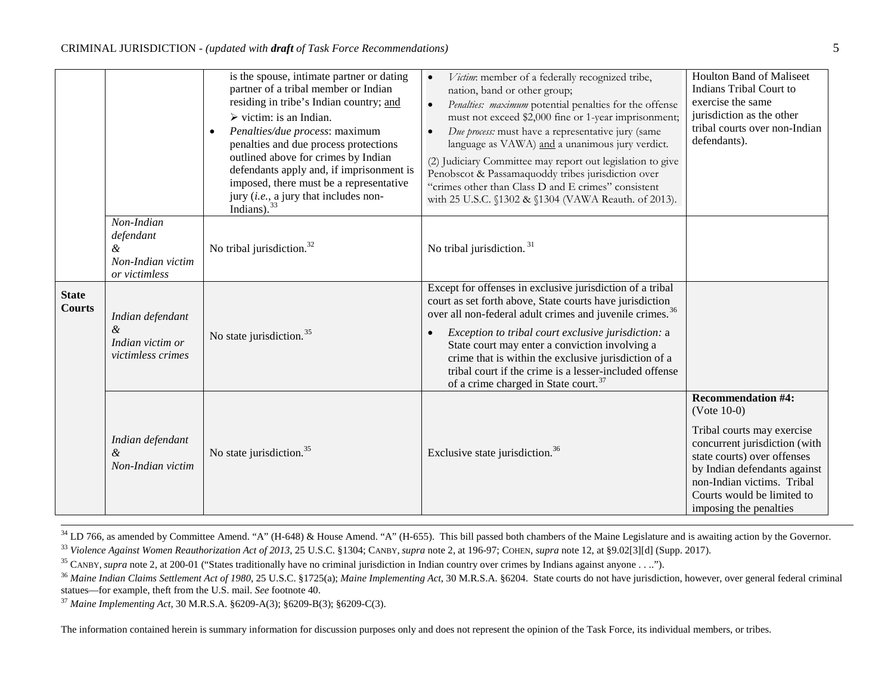| | | | | |
|---|---|---|---|---|
| | | is the spouse, intimate partner or dating partner of a tribal member or Indian residing in tribe's Indian country; and <br>➢ victim: is an Indian.<br>• *Penalties/due process*: maximum penalties and due process protections outlined above for crimes by Indian defendants apply and, if imprisonment is imposed, there must be a representative jury (*i.e.*, a jury that includes non-Indians).[33] | • *Victim*: member of a federally recognized tribe, nation, band or other group;<br>• *Penalties: maximum* potential penalties for the offense must not exceed $2,000 fine or 1-year imprisonment;<br>• *Due process:* must have a representative jury (same language as VAWA) and a unanimous jury verdict.<br>(2) Judiciary Committee may report out legislation to give Penobscot & Passamaquoddy tribes jurisdiction over "crimes other than Class D and E crimes" consistent with 25 U.S.C. §1302 & §1304 (VAWA Reauth. of 2013). | Houlton Band of Maliseet Indians Tribal Court to exercise the same jurisdiction as the other tribal courts over non-Indian defendants). |
| | *Non-Indian defendant & Non-Indian victim or victimless* | No tribal jurisdiction.[32] | No tribal jurisdiction.[31] | |
| **State Courts** | *Indian defendant & Indian victim or victimless crimes* | No state jurisdiction.[35] | Except for offenses in exclusive jurisdiction of a tribal court as set forth above, State courts have jurisdiction over all non-federal adult crimes and juvenile crimes.[36]<br>• *Exception to tribal court exclusive jurisdiction:* a State court may enter a conviction involving a crime that is within the exclusive jurisdiction of a tribal court if the crime is a lesser-included offense of a crime charged in State court.[37] | |
| | *Indian defendant & Non-Indian victim* | No state jurisdiction.[35] | Exclusive state jurisdiction.[36] | **Recommendation #4:** (Vote 10-0)<br>Tribal courts may exercise concurrent jurisdiction (with state courts) over offenses by Indian defendants against non-Indian victims. Tribal Courts would be limited to imposing the penalties |

[34] LD 766, as amended by Committee Amend. "A" (H-648) & House Amend. "A" (H-655). This bill passed both chambers of the Maine Legislature and is awaiting action by the Governor.

[33] *Violence Against Women Reauthorization Act of 2013*, 25 U.S.C. §1304; CANBY, *supra* note 2, at 196-97; COHEN, *supra* note 12, at §9.02[3][d] (Supp. 2017).

[35] CANBY, *supra* note 2, at 200-01 ("States traditionally have no criminal jurisdiction in Indian country over crimes by Indians against anyone . . ..").

[36] *Maine Indian Claims Settlement Act of 1980*, 25 U.S.C. §1725(a); *Maine Implementing Act*, 30 M.R.S.A. §6204. State courts do not have jurisdiction, however, over general federal criminal statues—for example, theft from the U.S. mail. *See* footnote 40.

[37] *Maine Implementing Act*, 30 M.R.S.A. §6209-A(3); §6209-B(3); §6209-C(3).

The information contained herein is summary information for discussion purposes only and does not represent the opinion of the Task Force, its individual members, or tribes.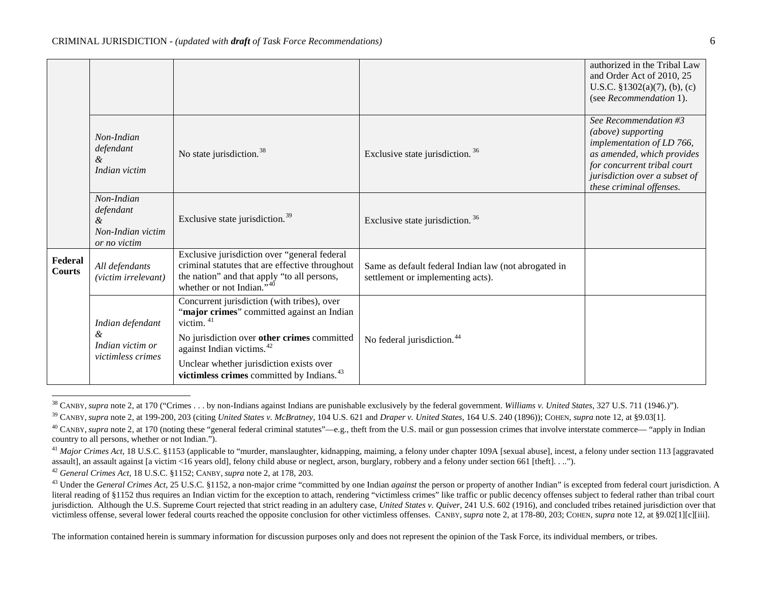| | | | | |
|---|---|---|---|---|
| | | | | authorized in the Tribal Law and Order Act of 2010, 25 U.S.C. §1302(a)(7), (b), (c) (see *Recommendation* 1). |
| | *Non-Indian defendant & Indian victim* | No state jurisdiction.[38] | Exclusive state jurisdiction.[36] | *See Recommendation #3 (above) supporting implementation of LD 766, as amended, which provides for concurrent tribal court jurisdiction over a subset of these criminal offenses.* |
| | *Non-Indian defendant & Non-Indian victim or no victim* | Exclusive state jurisdiction.[39] | Exclusive state jurisdiction.[36] | |
| **Federal Courts** | *All defendants (victim irrelevant)* | Exclusive jurisdiction over "general federal criminal statutes that are effective throughout the nation" and that apply "to all persons, whether or not Indian."[40] | Same as default federal Indian law (not abrogated in settlement or implementing acts). | |
| | *Indian defendant & Indian victim or victimless crimes* | Concurrent jurisdiction (with tribes), over "**major crimes**" committed against an Indian victim.[41] No jurisdiction over **other crimes** committed against Indian victims.[42] Unclear whether jurisdiction exists over **victimless crimes** committed by Indians.[43] | No federal jurisdiction.[44] | |

[38] CANBY, *supra* note 2, at 170 ("Crimes . . . by non-Indians against Indians are punishable exclusively by the federal government. *Williams v. United States*, 327 U.S. 711 (1946.)").

[39] CANBY, *supra* note 2, at 199-200, 203 (citing *United States v. McBratney*, 104 U.S. 621 and *Draper v. United States*, 164 U.S. 240 (1896)); COHEN, *supra* note 12, at §9.03[1].

[40] CANBY, *supra* note 2, at 170 (noting these "general federal criminal statutes"—e.g., theft from the U.S. mail or gun possession crimes that involve interstate commerce— "apply in Indian country to all persons, whether or not Indian.").

[41] *Major Crimes Act*, 18 U.S.C. §1153 (applicable to "murder, manslaughter, kidnapping, maiming, a felony under chapter 109A [sexual abuse], incest, a felony under section 113 [aggravated assault], an assault against [a victim <16 years old], felony child abuse or neglect, arson, burglary, robbery and a felony under section 661 [theft]. . ..").

[42] *General Crimes Act*, 18 U.S.C. §1152; CANBY, *supra* note 2, at 178, 203.

[43] Under the *General Crimes Act*, 25 U.S.C. §1152, a non-major crime "committed by one Indian *against* the person or property of another Indian" is excepted from federal court jurisdiction. A literal reading of §1152 thus requires an Indian victim for the exception to attach, rendering "victimless crimes" like traffic or public decency offenses subject to federal rather than tribal court jurisdiction. Although the U.S. Supreme Court rejected that strict reading in an adultery case, *United States v. Quiver*, 241 U.S. 602 (1916), and concluded tribes retained jurisdiction over that victimless offense, several lower federal courts reached the opposite conclusion for other victimless offenses. CANBY, *supra* note 2, at 178-80, 203; COHEN, *supra* note 12, at §9.02[1][c][iii].

The information contained herein is summary information for discussion purposes only and does not represent the opinion of the Task Force, its individual members, or tribes.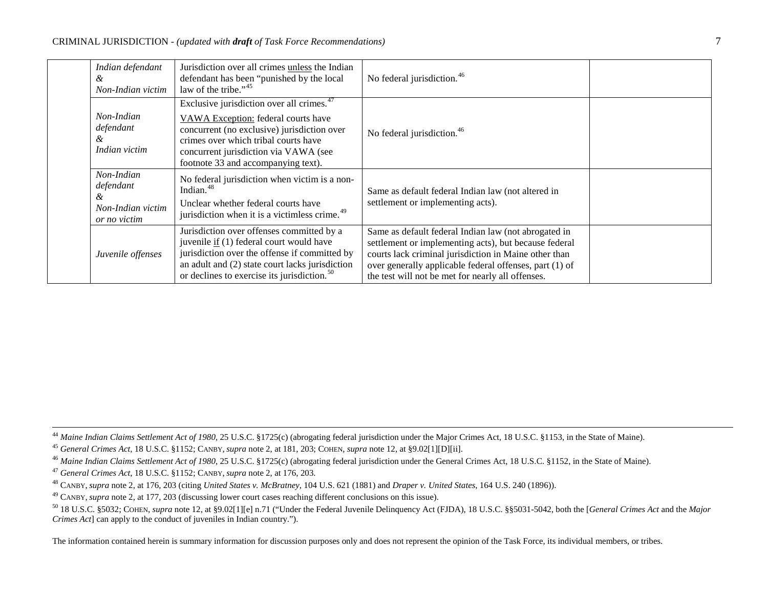| | | | | |
|---|---|---|---|---|
| | *Indian defendant & Non-Indian victim* | Jurisdiction over all crimes unless the Indian defendant has been "punished by the local law of the tribe."[45] | No federal jurisdiction.[46] | |
| | *Non-Indian defendant & Indian victim* | Exclusive jurisdiction over all crimes.[47] VAWA Exception: federal courts have concurrent (no exclusive) jurisdiction over crimes over which tribal courts have concurrent jurisdiction via VAWA (see footnote 33 and accompanying text). | No federal jurisdiction.[46] | |
| | *Non-Indian defendant & Non-Indian victim or no victim* | No federal jurisdiction when victim is a non-Indian.[48] Unclear whether federal courts have jurisdiction when it is a victimless crime.[49] | Same as default federal Indian law (not altered in settlement or implementing acts). | |
| | *Juvenile offenses* | Jurisdiction over offenses committed by a juvenile if (1) federal court would have jurisdiction over the offense if committed by an adult and (2) state court lacks jurisdiction or declines to exercise its jurisdiction.[50] | Same as default federal Indian law (not abrogated in settlement or implementing acts), but because federal courts lack criminal jurisdiction in Maine other than over generally applicable federal offenses, part (1) of the test will not be met for nearly all offenses. | |

[44] *Maine Indian Claims Settlement Act of 1980*, 25 U.S.C. §1725(c) (abrogating federal jurisdiction under the Major Crimes Act, 18 U.S.C. §1153, in the State of Maine).

[45] *General Crimes Act*, 18 U.S.C. §1152; CANBY, *supra* note 2, at 181, 203; COHEN, *supra* note 12, at §9.02[1][D][ii].

[46] *Maine Indian Claims Settlement Act of 1980*, 25 U.S.C. §1725(c) (abrogating federal jurisdiction under the General Crimes Act, 18 U.S.C. §1152, in the State of Maine).

[47] *General Crimes Act*, 18 U.S.C. §1152; CANBY, *supra* note 2, at 176, 203.

[48] CANBY, *supra* note 2, at 176, 203 (citing *United States v. McBratney*, 104 U.S. 621 (1881) and *Draper v. United States*, 164 U.S. 240 (1896)).

[49] CANBY, *supra* note 2, at 177, 203 (discussing lower court cases reaching different conclusions on this issue).

[50] 18 U.S.C. §5032; COHEN, *supra* note 12, at §9.02[1][e] n.71 ("Under the Federal Juvenile Delinquency Act (FJDA), 18 U.S.C. §§5031-5042, both the [*General Crimes Act* and the *Major Crimes Act*] can apply to the conduct of juveniles in Indian country.").

The information contained herein is summary information for discussion purposes only and does not represent the opinion of the Task Force, its individual members, or tribes.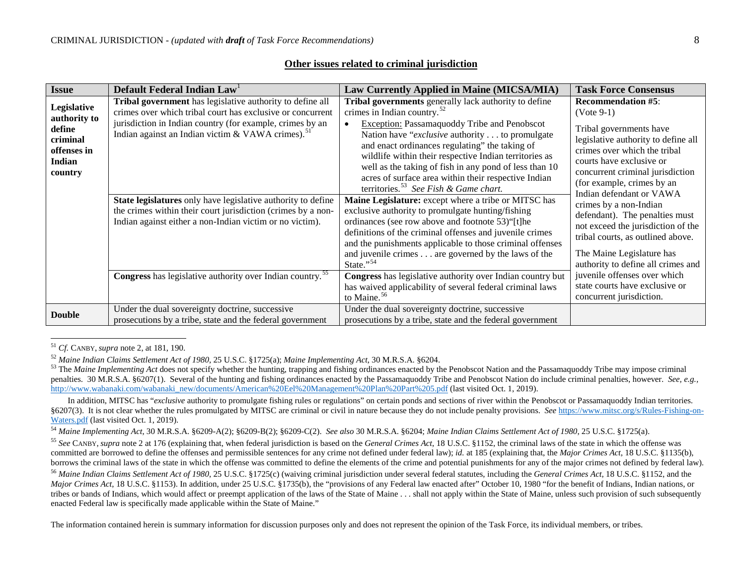## Other issues related to criminal jurisdiction

| Issue | Default Federal Indian Law[1] | Law Currently Applied in Maine (MICSA/MIA) | Task Force Consensus |
|---|---|---|---|
| **Legislative authority to define criminal offenses in Indian country** | **Tribal government** has legislative authority to define all crimes over which tribal court has exclusive or concurrent jurisdiction in Indian country (for example, crimes by an Indian against an Indian victim & VAWA crimes).[51] | **Tribal governments** generally lack authority to define crimes in Indian country.[52] <br> • Exception: Passamaquoddy Tribe and Penobscot Nation have "*exclusive* authority . . . to promulgate and enact ordinances regulating" the taking of wildlife within their respective Indian territories as well as the taking of fish in any pond of less than 10 acres of surface area within their respective Indian territories.[53] *See Fish & Game chart.* | **Recommendation #5**: (Vote 9-1) <br><br> Tribal governments have legislative authority to define all crimes over which the tribal courts have exclusive or concurrent criminal jurisdiction (for example, crimes by an Indian defendant or VAWA crimes by a non-Indian defendant). The penalties must not exceed the jurisdiction of the tribal courts, as outlined above. <br><br> The Maine Legislature has authority to define all crimes and juvenile offenses over which state courts have exclusive or concurrent jurisdiction. |
| | **State legislatures** only have legislative authority to define the crimes within their court jurisdiction (crimes by a non-Indian against either a non-Indian victim or no victim). | **Maine Legislature:** except where a tribe or MITSC has exclusive authority to promulgate hunting/fishing ordinances (see row above and footnote 53)"[t]he definitions of the criminal offenses and juvenile crimes and the punishments applicable to those criminal offenses and juvenile crimes . . . are governed by the laws of the State."[54] | |
| | **Congress** has legislative authority over Indian country.[55] | **Congress** has legislative authority over Indian country but has waived applicability of several federal criminal laws to Maine.[56] | |
| **Double** | Under the dual sovereignty doctrine, successive prosecutions by a tribe, state and the federal government | Under the dual sovereignty doctrine, successive prosecutions by a tribe, state and the federal government | |

[51] *Cf.* CANBY, *supra* note 2, at 181, 190.

[52] *Maine Indian Claims Settlement Act of 1980*, 25 U.S.C. §1725(a); *Maine Implementing Act*, 30 M.R.S.A. §6204.

[53] The *Maine Implementing Act* does not specify whether the hunting, trapping and fishing ordinances enacted by the Penobscot Nation and the Passamaquoddy Tribe may impose criminal penalties. 30 M.R.S.A. §6207(1). Several of the hunting and fishing ordinances enacted by the Passamaquoddy Tribe and Penobscot Nation do include criminal penalties, however. *See, e.g.*, http://www.wabanaki.com/wabanaki_new/documents/American%20Eel%20Management%20Plan%20Part%205.pdf (last visited Oct. 1, 2019).

In addition, MITSC has "*exclusive* authority to promulgate fishing rules or regulations" on certain ponds and sections of river within the Penobscot or Passamaquoddy Indian territories. §6207(3). It is not clear whether the rules promulgated by MITSC are criminal or civil in nature because they do not include penalty provisions. *See* https://www.mitsc.org/s/Rules-Fishing-on-Waters.pdf (last visited Oct. 1, 2019).

[54] *Maine Implementing Act*, 30 M.R.S.A. §6209-A(2); §6209-B(2); §6209-C(2). *See also* 30 M.R.S.A. §6204; *Maine Indian Claims Settlement Act of 1980*, 25 U.S.C. §1725(a).

[55] *See* CANBY, *supra* note 2 at 176 (explaining that, when federal jurisdiction is based on the *General Crimes Act*, 18 U.S.C. §1152, the criminal laws of the state in which the offense was committed are borrowed to define the offenses and permissible sentences for any crime not defined under federal law); *id.* at 185 (explaining that, the *Major Crimes Act*, 18 U.S.C. §1135(b), borrows the criminal laws of the state in which the offense was committed to define the elements of the crime and potential punishments for any of the major crimes not defined by federal law).

[56] *Maine Indian Claims Settlement Act of 1980*, 25 U.S.C. §1725(c) (waiving criminal jurisdiction under several federal statutes, including the *General Crimes Act*, 18 U.S.C. §1152, and the *Major Crimes Act*, 18 U.S.C. §1153). In addition, under 25 U.S.C. §1735(b), the "provisions of any Federal law enacted after" October 10, 1980 "for the benefit of Indians, Indian nations, or tribes or bands of Indians, which would affect or preempt application of the laws of the State of Maine . . . shall not apply within the State of Maine, unless such provision of such subsequently enacted Federal law is specifically made applicable within the State of Maine."

The information contained herein is summary information for discussion purposes only and does not represent the opinion of the Task Force, its individual members, or tribes.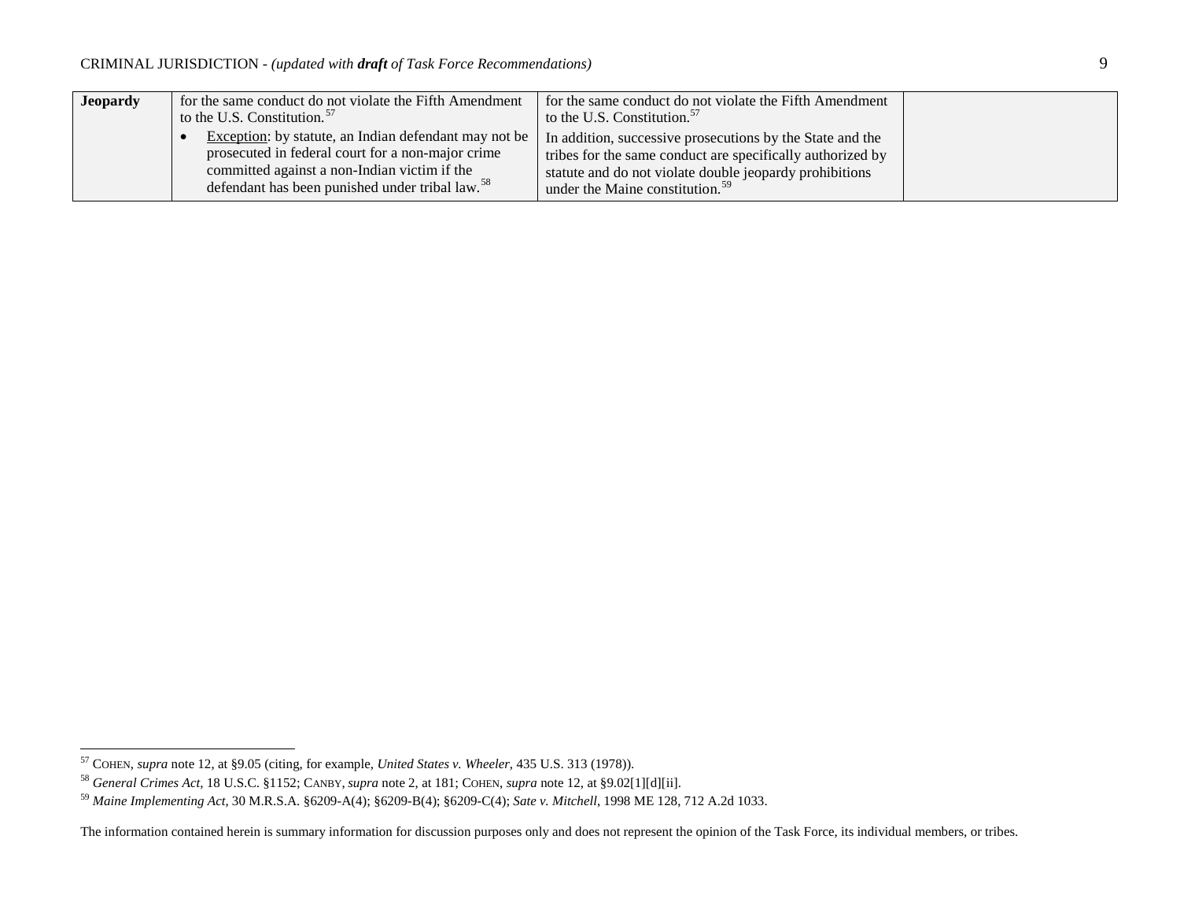| | | | |
|---|---|---|---|
| **Jeopardy** | for the same conduct do not violate the Fifth Amendment to the U.S. Constitution.[57]<br>• Exception: by statute, an Indian defendant may not be prosecuted in federal court for a non-major crime committed against a non-Indian victim if the defendant has been punished under tribal law.[58] | for the same conduct do not violate the Fifth Amendment to the U.S. Constitution.[57]<br>In addition, successive prosecutions by the State and the tribes for the same conduct are specifically authorized by statute and do not violate double jeopardy prohibitions under the Maine constitution.[59] | |

[57] COHEN, *supra* note 12, at §9.05 (citing, for example, *United States v. Wheeler*, 435 U.S. 313 (1978)).

[58] *General Crimes Act*, 18 U.S.C. §1152; CANBY, *supra* note 2, at 181; COHEN, *supra* note 12, at §9.02[1][d][ii].

[59] *Maine Implementing Act*, 30 M.R.S.A. §6209-A(4); §6209-B(4); §6209-C(4); *Sate v. Mitchell*, 1998 ME 128, 712 A.2d 1033.

The information contained herein is summary information for discussion purposes only and does not represent the opinion of the Task Force, its individual members, or tribes.